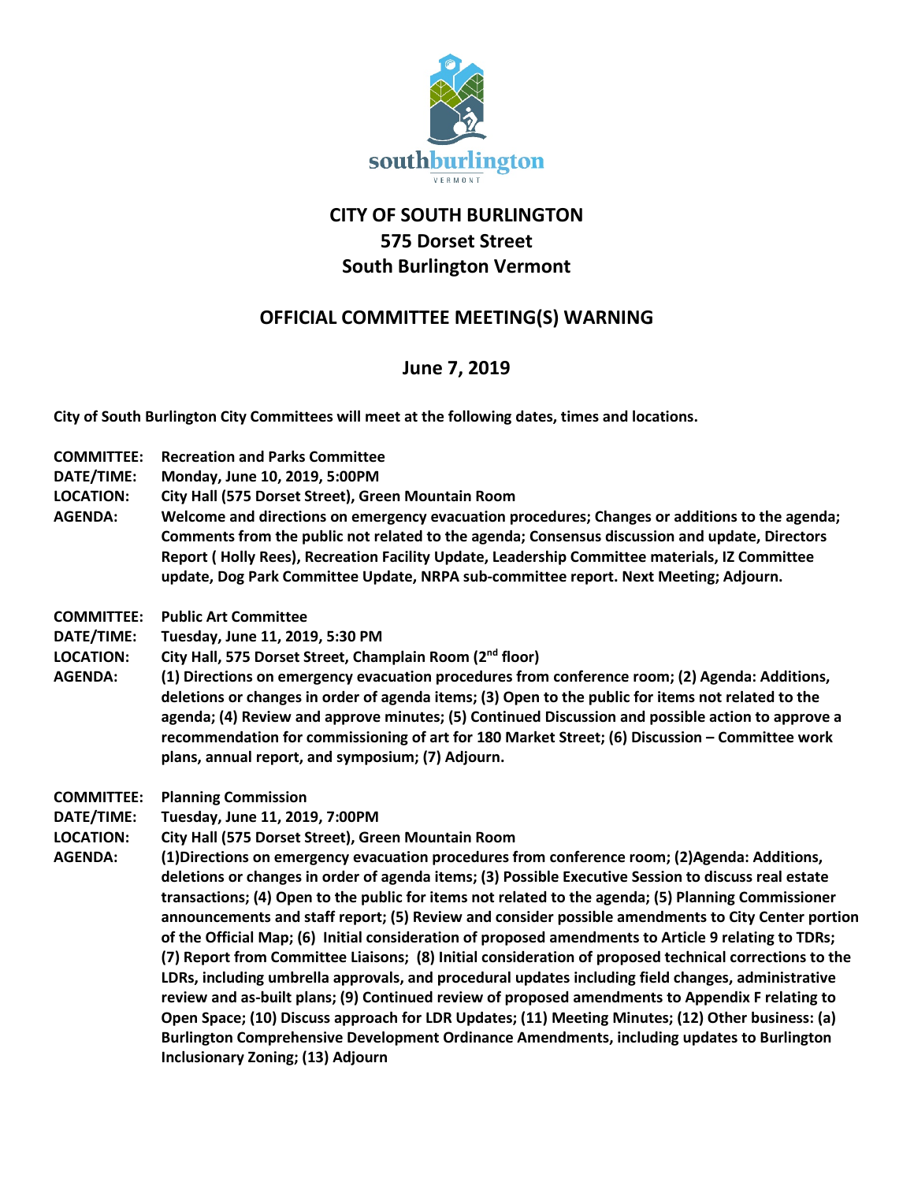# CITY OF SOUTH BURLINGTON
## 575 Dorset Street
## South Burlington Vermont

## OFFICIAL COMMITTEE MEETING(S) WARNING

## June 7, 2019

**City of South Burlington City Committees will meet at the following dates, times and locations.**

**COMMITTEE:** **Recreation and Parks Committee**
**DATE/TIME:** **Monday, June 10, 2019, 5:00PM**
**LOCATION:** **City Hall (575 Dorset Street), Green Mountain Room**
**AGENDA:** **Welcome and directions on emergency evacuation procedures; Changes or additions to the agenda; Comments from the public not related to the agenda; Consensus discussion and update, Directors Report ( Holly Rees), Recreation Facility Update, Leadership Committee materials, IZ Committee update, Dog Park Committee Update, NRPA sub-committee report. Next Meeting; Adjourn.**

**COMMITTEE:** **Public Art Committee**
**DATE/TIME:** **Tuesday, June 11, 2019, 5:30 PM**
**LOCATION:** **City Hall, 575 Dorset Street, Champlain Room (2nd floor)**
**AGENDA:** **(1) Directions on emergency evacuation procedures from conference room; (2) Agenda: Additions, deletions or changes in order of agenda items; (3) Open to the public for items not related to the agenda; (4) Review and approve minutes; (5) Continued Discussion and possible action to approve a recommendation for commissioning of art for 180 Market Street; (6) Discussion – Committee work plans, annual report, and symposium; (7) Adjourn.**

**COMMITTEE:** **Planning Commission**
**DATE/TIME:** **Tuesday, June 11, 2019, 7:00PM**
**LOCATION:** **City Hall (575 Dorset Street), Green Mountain Room**
**AGENDA:** **(1)Directions on emergency evacuation procedures from conference room; (2)Agenda: Additions, deletions or changes in order of agenda items; (3) Possible Executive Session to discuss real estate transactions; (4) Open to the public for items not related to the agenda; (5) Planning Commissioner announcements and staff report; (5) Review and consider possible amendments to City Center portion of the Official Map; (6) Initial consideration of proposed amendments to Article 9 relating to TDRs; (7) Report from Committee Liaisons; (8) Initial consideration of proposed technical corrections to the LDRs, including umbrella approvals, and procedural updates including field changes, administrative review and as-built plans; (9) Continued review of proposed amendments to Appendix F relating to Open Space; (10) Discuss approach for LDR Updates; (11) Meeting Minutes; (12) Other business: (a) Burlington Comprehensive Development Ordinance Amendments, including updates to Burlington Inclusionary Zoning; (13) Adjourn**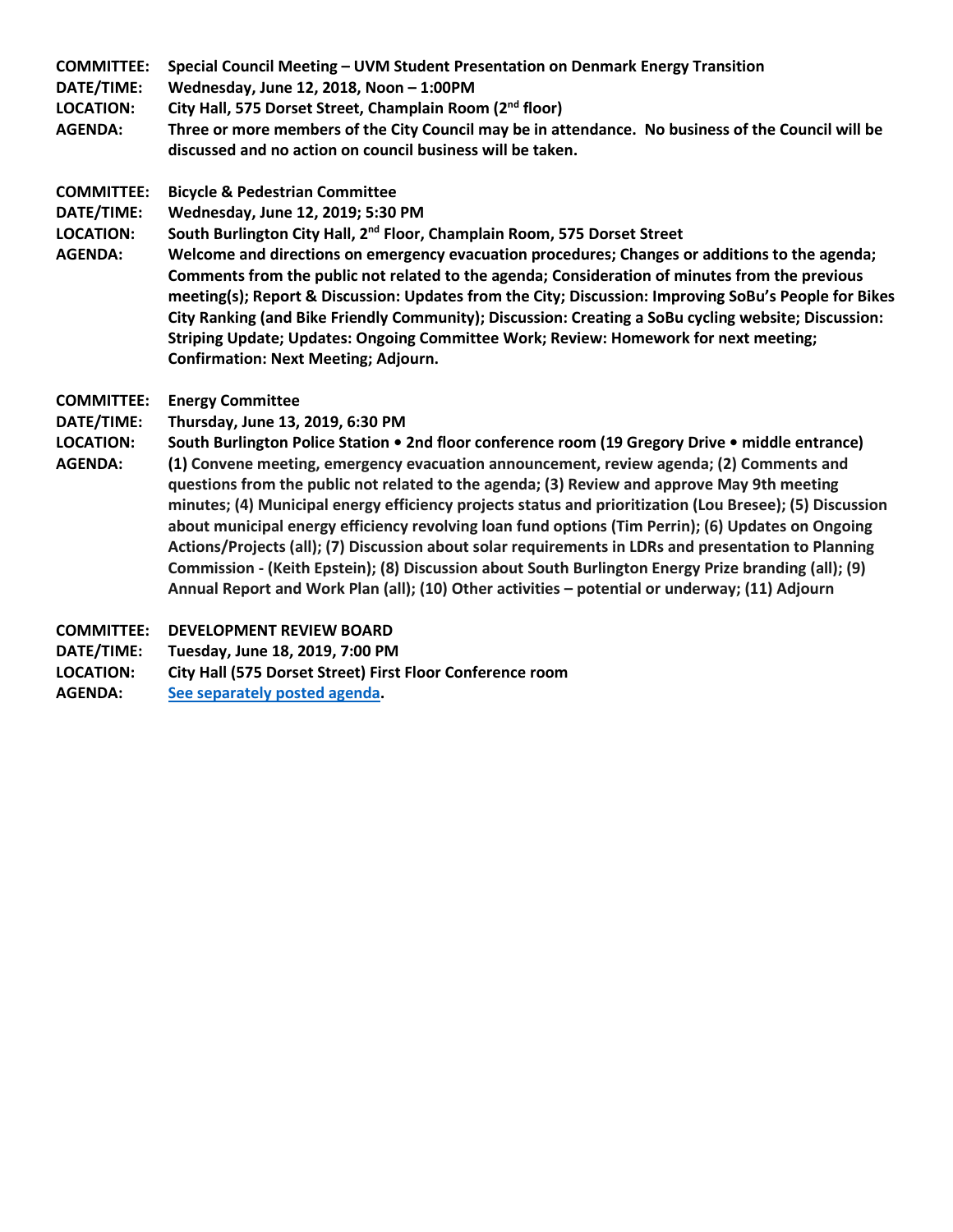**COMMITTEE:** **Special Council Meeting – UVM Student Presentation on Denmark Energy Transition**
**DATE/TIME:** **Wednesday, June 12, 2018, Noon – 1:00PM**
**LOCATION:** **City Hall, 575 Dorset Street, Champlain Room (2nd floor)**
**AGENDA:** **Three or more members of the City Council may be in attendance. No business of the Council will be discussed and no action on council business will be taken.**

**COMMITTEE:** **Bicycle & Pedestrian Committee**
**DATE/TIME:** **Wednesday, June 12, 2019; 5:30 PM**
**LOCATION:** **South Burlington City Hall, 2nd Floor, Champlain Room, 575 Dorset Street**
**AGENDA:** **Welcome and directions on emergency evacuation procedures; Changes or additions to the agenda; Comments from the public not related to the agenda; Consideration of minutes from the previous meeting(s); Report & Discussion: Updates from the City; Discussion: Improving SoBu's People for Bikes City Ranking (and Bike Friendly Community); Discussion: Creating a SoBu cycling website; Discussion: Striping Update; Updates: Ongoing Committee Work; Review: Homework for next meeting; Confirmation: Next Meeting; Adjourn.**

**COMMITTEE:** **Energy Committee**
**DATE/TIME:** **Thursday, June 13, 2019, 6:30 PM**
**LOCATION:** **South Burlington Police Station • 2nd floor conference room (19 Gregory Drive • middle entrance)**
**AGENDA:** **(1) Convene meeting, emergency evacuation announcement, review agenda; (2) Comments and questions from the public not related to the agenda; (3) Review and approve May 9th meeting minutes; (4) Municipal energy efficiency projects status and prioritization (Lou Bresee); (5) Discussion about municipal energy efficiency revolving loan fund options (Tim Perrin); (6) Updates on Ongoing Actions/Projects (all); (7) Discussion about solar requirements in LDRs and presentation to Planning Commission - (Keith Epstein); (8) Discussion about South Burlington Energy Prize branding (all); (9) Annual Report and Work Plan (all); (10) Other activities – potential or underway; (11) Adjourn**

**COMMITTEE:** **DEVELOPMENT REVIEW BOARD**
**DATE/TIME:** **Tuesday, June 18, 2019, 7:00 PM**
**LOCATION:** **City Hall (575 Dorset Street) First Floor Conference room**
**AGENDA:** **See separately posted agenda.**